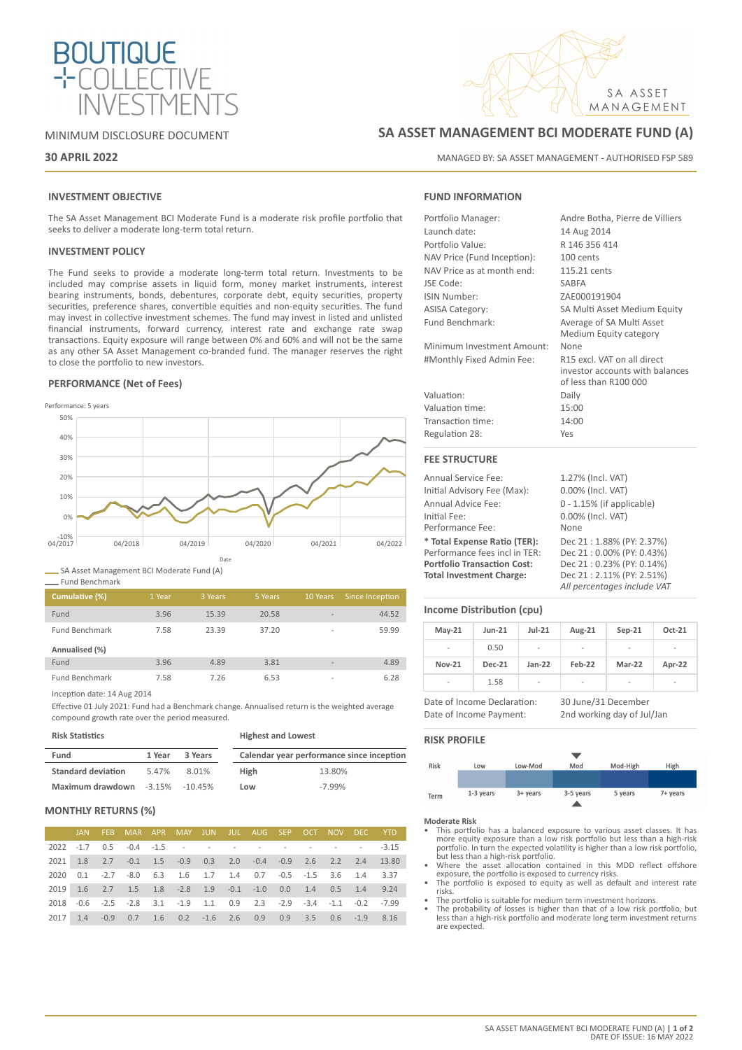BOUTIQUE COLLECTIVE INVESTMENTS

SA ASSET MANAGEMENT

MINIMUM DISCLOSURE DOCUMENT

**30 APRIL 2022**

# SA ASSET MANAGEMENT BCI MODERATE FUND (A)

MANAGED BY: SA ASSET MANAGEMENT - AUTHORISED FSP 589

## INVESTMENT OBJECTIVE

The SA Asset Management BCI Moderate Fund is a moderate risk profile portfolio that seeks to deliver a moderate long-term total return.

## INVESTMENT POLICY

The Fund seeks to provide a moderate long-term total return. Investments to be included may comprise assets in liquid form, money market instruments, interest bearing instruments, bonds, debentures, corporate debt, equity securities, property securities, preference shares, convertible equities and non-equity securities. The fund may invest in collective investment schemes. The fund may invest in listed and unlisted financial instruments, forward currency, interest rate and exchange rate swap transactions. Equity exposure will range between 0% and 60% and will not be the same as any other SA Asset Management co-branded fund. The manager reserves the right to close the portfolio to new investors.

## PERFORMANCE (Net of Fees)

Performance: 5 years

Date

SA Asset Management BCI Moderate Fund (A)
Fund Benchmark

| Cumulative (%) | 1 Year | 3 Years | 5 Years | 10 Years | Since Inception |
|---|---|---|---|---|---|
| Fund | 3.96 | 15.39 | 20.58 | - | 44.52 |
| Fund Benchmark | 7.58 | 23.39 | 37.20 | - | 59.99 |
| **Annualised (%)** | | | | | |
| Fund | 3.96 | 4.89 | 3.81 | - | 4.89 |
| Fund Benchmark | 7.58 | 7.26 | 6.53 | - | 6.28 |

Inception date: 14 Aug 2014

Effective 01 July 2021: Fund had a Benchmark change. Annualised return is the weighted average compound growth rate over the period measured.

**Risk Statistics**

| Fund | 1 Year | 3 Years |
|---|---|---|
| **Standard deviation** | 5.47% | 8.01% |
| **Maximum drawdown** | -3.15% | -10.45% |

**Highest and Lowest**

| Calendar year performance since inception | |
|---|---|
| **High** | 13.80% |
| **Low** | -7.99% |

## MONTHLY RETURNS (%)

| | JAN | FEB | MAR | APR | MAY | JUN | JUL | AUG | SEP | OCT | NOV | DEC | YTD |
|---|---|---|---|---|---|---|---|---|---|---|---|---|---|
| 2022 | -1.7 | 0.5 | -0.4 | -1.5 | - | - | - | - | - | - | - | - | -3.15 |
| 2021 | 1.8 | 2.7 | -0.1 | 1.5 | -0.9 | 0.3 | 2.0 | -0.4 | -0.9 | 2.6 | 2.2 | 2.4 | 13.80 |
| 2020 | 0.1 | -2.7 | -8.0 | 6.3 | 1.6 | 1.7 | 1.4 | 0.7 | -0.5 | -1.5 | 3.6 | 1.4 | 3.37 |
| 2019 | 1.6 | 2.7 | 1.5 | 1.8 | -2.8 | 1.9 | -0.1 | -1.0 | 0.0 | 1.4 | 0.5 | 1.4 | 9.24 |
| 2018 | -0.6 | -2.5 | -2.8 | 3.1 | -1.9 | 1.1 | 0.9 | 2.3 | -2.9 | -3.4 | -1.1 | -0.2 | -7.99 |
| 2017 | 1.4 | -0.9 | 0.7 | 1.6 | 0.2 | -1.6 | 2.6 | 0.9 | 0.9 | 3.5 | 0.6 | -1.9 | 8.16 |

## FUND INFORMATION

| | |
|---|---|
| Portfolio Manager: | Andre Botha, Pierre de Villiers |
| Launch date: | 14 Aug 2014 |
| Portfolio Value: | R 146 356 414 |
| NAV Price (Fund Inception): | 100 cents |
| NAV Price as at month end: | 115.21 cents |
| JSE Code: | SABFA |
| ISIN Number: | ZAE000191904 |
| ASISA Category: | SA Multi Asset Medium Equity |
| Fund Benchmark: | Average of SA Multi Asset Medium Equity category |
| Minimum Investment Amount: | None |
| #Monthly Fixed Admin Fee: | R15 excl. VAT on all direct investor accounts with balances of less than R100 000 |
| Valuation: | Daily |
| Valuation time: | 15:00 |
| Transaction time: | 14:00 |
| Regulation 28: | Yes |

## FEE STRUCTURE

| | |
|---|---|
| Annual Service Fee: | 1.27% (Incl. VAT) |
| Initial Advisory Fee (Max): | 0.00% (Incl. VAT) |
| Annual Advice Fee: | 0 - 1.15% (if applicable) |
| Initial Fee: | 0.00% (Incl. VAT) |
| Performance Fee: | None |
| **\* Total Expense Ratio (TER):** | Dec 21 : 1.88% (PY: 2.37%) |
| Performance fees incl in TER: | Dec 21 : 0.00% (PY: 0.43%) |
| **Portfolio Transaction Cost:** | Dec 21 : 0.23% (PY: 0.14%) |
| **Total Investment Charge:** | Dec 21 : 2.11% (PY: 2.51%) |

*All percentages include VAT*

## Income Distribution (cpu)

| May-21 | Jun-21 | Jul-21 | Aug-21 | Sep-21 | Oct-21 |
|---|---|---|---|---|---|
| - | 0.50 | - | - | - | - |
| **Nov-21** | **Dec-21** | **Jan-22** | **Feb-22** | **Mar-22** | **Apr-22** |
| - | 1.58 | - | - | - | - |

| | |
|---|---|
| Date of Income Declaration: | 30 June/31 December |
| Date of Income Payment: | 2nd working day of Jul/Jan |

## RISK PROFILE

| Risk | Low | Low-Mod | Mod | Mod-High | High |
|---|---|---|---|---|---|
| Term | 1-3 years | 3+ years | 3-5 years | 5 years | 7+ years |

**Moderate Risk**

- This portfolio has a balanced exposure to various asset classes. It has more equity exposure than a low risk portfolio but less than a high-risk portfolio. In turn the expected volatility is higher than a low risk portfolio, but less than a high-risk portfolio.
- Where the asset allocation contained in this MDD reflect offshore exposure, the portfolio is exposed to currency risks.
- The portfolio is exposed to equity as well as default and interest rate risks.
- The portfolio is suitable for medium term investment horizons.
- The probability of losses is higher than that of a low risk portfolio, but less than a high-risk portfolio and moderate long term investment returns are expected.

DATE OF ISSUE: 16 MAY 2022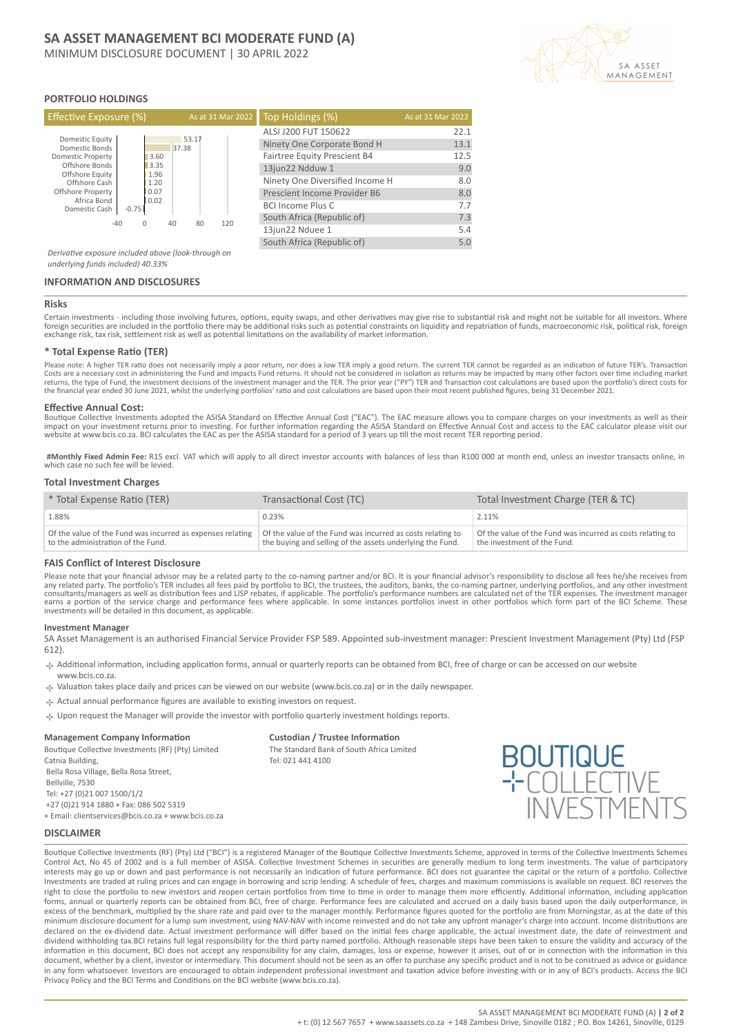# SA ASSET MANAGEMENT BCI MODERATE FUND (A)

MINIMUM DISCLOSURE DOCUMENT | 30 APRIL 2022

## PORTFOLIO HOLDINGS

Effective Exposure (%) As at 31 Mar 2022

Domestic Equity 53.17
Domestic Bonds 37.38
Domestic Property 3.60
Offshore Bonds 3.35
Offshore Equity 1.96
Offshore Cash 1.20
Offshore Property 0.07
Africa Bond 0.02
Domestic Cash -0.75

-40 0 40 80 120

*Derivative exposure included above (look-through on underlying funds included) 40.33%*

| Top Holdings (%) | As at 31 Mar 2022 |
|---|---|
| ALSI J200 FUT 150622 | 22.1 |
| Ninety One Corporate Bond H | 13.1 |
| Fairtree Equity Prescient B4 | 12.5 |
| 13jun22 Ndduw 1 | 9.0 |
| Ninety One Diversified Income H | 8.0 |
| Prescient Income Provider B6 | 8.0 |
| BCI Income Plus C | 7.7 |
| South Africa (Republic of) | 7.3 |
| 13jun22 Nduee 1 | 5.4 |
| South Africa (Republic of) | 5.0 |

## INFORMATION AND DISCLOSURES

### Risks

Certain investments - including those involving futures, options, equity swaps, and other derivatives may give rise to substantial risk and might not be suitable for all investors. Where foreign securities are included in the portfolio there may be additional risks such as potential constraints on liquidity and repatriation of funds, macroeconomic risk, political risk, foreign exchange risk, tax risk, settlement risk as well as potential limitations on the availability of market information.

### * Total Expense Ratio (TER)

Please note: A higher TER ratio does not necessarily imply a poor return, nor does a low TER imply a good return. The current TER cannot be regarded as an indication of future TER's. Transaction Costs are a necessary cost in administering the Fund and impacts Fund returns. It should not be considered in isolation as returns may be impacted by many other factors over time including market returns, the type of Fund, the investment decisions of the investment manager and the TER. The prior year ("PY") TER and Transaction cost calculations are based upon the portfolio's direct costs for the financial year ended 30 June 2021, whilst the underlying portfolios' ratio and cost calculations are based upon their most recent published figures, being 31 December 2021.

### Effective Annual Cost:

Boutique Collective Investments adopted the ASISA Standard on Effective Annual Cost ("EAC"). The EAC measure allows you to compare charges on your investments as well as their impact on your investment returns prior to investing. For further information regarding the ASISA Standard on Effective Annual Cost and access to the EAC calculator please visit our website at www.bcis.co.za. BCI calculates the EAC as per the ASISA standard for a period of 3 years up till the most recent TER reporting period.

**#Monthly Fixed Admin Fee:** R15 excl. VAT which will apply to all direct investor accounts with balances of less than R100 000 at month end, unless an investor transacts online, in which case no such fee will be levied.

### Total Investment Charges

| * Total Expense Ratio (TER) | Transactional Cost (TC) | Total Investment Charge (TER & TC) |
|---|---|---|
| 1.88% | 0.23% | 2.11% |
| Of the value of the Fund was incurred as expenses relating to the administration of the Fund. | Of the value of the Fund was incurred as costs relating to the buying and selling of the assets underlying the Fund. | Of the value of the Fund was incurred as costs relating to the investment of the Fund. |

### FAIS Conflict of Interest Disclosure

Please note that your financial advisor may be a related party to the co-naming partner and/or BCI. It is your financial advisor's responsibility to disclose all fees he/she receives from any related party. The portfolio's TER includes all fees paid by portfolio to BCI, the trustees, the auditors, banks, the co-naming partner, underlying portfolios, and any other investment consultants/managers as well as distribution fees and LISP rebates, if applicable. The portfolio's performance numbers are calculated net of the TER expenses. The investment manager earns a portion of the service charge and performance fees where applicable. In some instances portfolios invest in other portfolios which form part of the BCI Scheme. These investments will be detailed in this document, as applicable.

#### Investment Manager

SA Asset Management is an authorised Financial Service Provider FSP 589. Appointed sub-investment manager: Prescient Investment Management (Pty) Ltd (FSP 612).

- Additional information, including application forms, annual or quarterly reports can be obtained from BCI, free of charge or can be accessed on our website www.bcis.co.za.
- Valuation takes place daily and prices can be viewed on our website (www.bcis.co.za) or in the daily newspaper.
- Actual annual performance figures are available to existing investors on request.
- Upon request the Manager will provide the investor with portfolio quarterly investment holdings reports.

#### Management Company Information

Boutique Collective Investments (RF) (Pty) Limited
Catnia Building,
Bella Rosa Village, Bella Rosa Street,
Bellville, 7530
Tel: +27 (0)21 007 1500/1/2
+27 (0)21 914 1880 + Fax: 086 502 5319
+ Email: clientservices@bcis.co.za + www.bcis.co.za

#### Custodian / Trustee Information

The Standard Bank of South Africa Limited
Tel: 021 441 4100

## DISCLAIMER

Boutique Collective Investments (RF) (Pty) Ltd ("BCI") is a registered Manager of the Boutique Collective Investments Scheme, approved in terms of the Collective Investments Schemes Control Act, No 45 of 2002 and is a full member of ASISA. Collective Investment Schemes in securities are generally medium to long term investments. The value of participatory interests may go up or down and past performance is not necessarily an indication of future performance. BCI does not guarantee the capital or the return of a portfolio. Collective Investments are traded at ruling prices and can engage in borrowing and scrip lending. A schedule of fees, charges and maximum commissions is available on request. BCI reserves the right to close the portfolio to new investors and reopen certain portfolios from time to time in order to manage them more efficiently. Additional information, including application forms, annual or quarterly reports can be obtained from BCI, free of charge. Performance fees are calculated and accrued on a daily basis based upon the daily outperformance, in excess of the benchmark, multiplied by the share rate and paid over to the manager monthly. Performance figures quoted for the portfolio are from Morningstar, as at the date of this minimum disclosure document for a lump sum investment, using NAV-NAV with income reinvested and do not take any upfront manager's charge into account. Income distributions are declared on the ex-dividend date. Actual investment performance will differ based on the initial fees charge applicable, the actual investment date, the date of reinvestment and dividend withholding tax.BCI retains full legal responsibility for the third party named portfolio. Although reasonable steps have been taken to ensure the validity and accuracy of the information in this document, BCI does not accept any responsibility for any claim, damages, loss or expense, however it arises, out of or in connection with the information in this document, whether by a client, investor or intermediary. This document should not be seen as an offer to purchase any specific product and is not to be construed as advice or guidance in any form whatsoever. Investors are encouraged to obtain independent professional investment and taxation advice before investing with or in any of BCI's products. Access the BCI Privacy Policy and the BCI Terms and Conditions on the BCI website (www.bcis.co.za).

+ t: (0) 12 567 7657 + www.saassets.co.za + 148 Zambesi Drive, Sinoville 0182 ; P.O. Box 14261, Sinoville, 0129